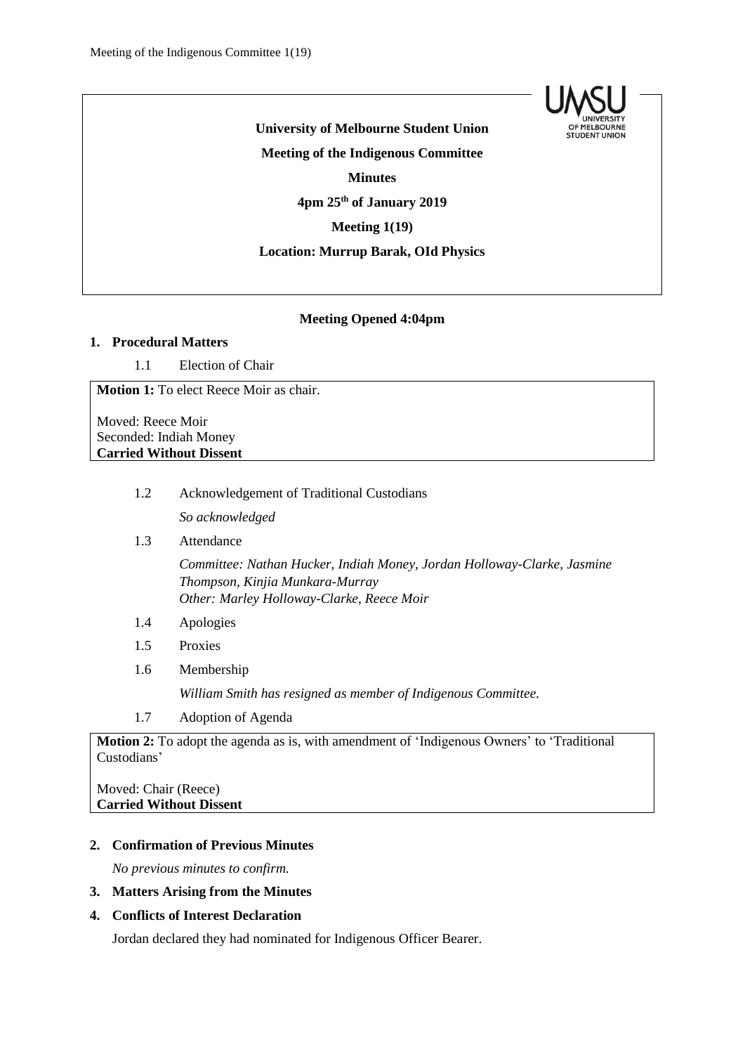**University of Melbourne Student Union**

**Meeting of the Indigenous Committee**

**Minutes**

**4pm 25th of January 2019**

**Meeting 1(19)**

**Location: Murrup Barak, OId Physics**

**Meeting Opened 4:04pm**

## 1. Procedural Matters

1.1 Election of Chair

**Motion 1:** To elect Reece Moir as chair.

Moved: Reece Moir
Seconded: Indiah Money
**Carried Without Dissent**

1.2 Acknowledgement of Traditional Custodians

*So acknowledged*

1.3 Attendance

*Committee: Nathan Hucker, Indiah Money, Jordan Holloway-Clarke, Jasmine Thompson, Kinjia Munkara-Murray*
*Other: Marley Holloway-Clarke, Reece Moir*

1.4 Apologies

1.5 Proxies

1.6 Membership

*William Smith has resigned as member of Indigenous Committee.*

1.7 Adoption of Agenda

**Motion 2:** To adopt the agenda as is, with amendment of 'Indigenous Owners' to 'Traditional Custodians'

Moved: Chair (Reece)
**Carried Without Dissent**

## 2. Confirmation of Previous Minutes

*No previous minutes to confirm.*

## 3. Matters Arising from the Minutes

## 4. Conflicts of Interest Declaration

Jordan declared they had nominated for Indigenous Officer Bearer.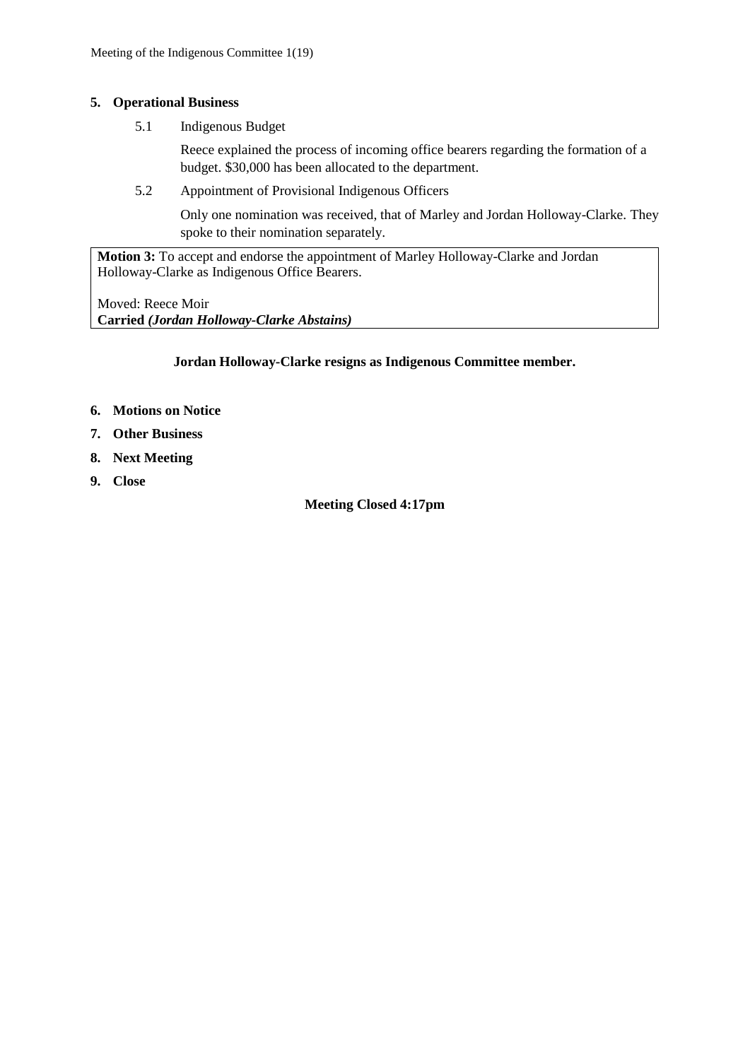**5. Operational Business**

5.1 Indigenous Budget

Reece explained the process of incoming office bearers regarding the formation of a budget. $30,000 has been allocated to the department.

5.2 Appointment of Provisional Indigenous Officers

Only one nomination was received, that of Marley and Jordan Holloway-Clarke. They spoke to their nomination separately.

> **Motion 3:** To accept and endorse the appointment of Marley Holloway-Clarke and Jordan Holloway-Clarke as Indigenous Office Bearers.
>
> Moved: Reece Moir
> **Carried *(Jordan Holloway-Clarke Abstains)***

**Jordan Holloway-Clarke resigns as Indigenous Committee member.**

**6. Motions on Notice**

**7. Other Business**

**8. Next Meeting**

**9. Close**

**Meeting Closed 4:17pm**